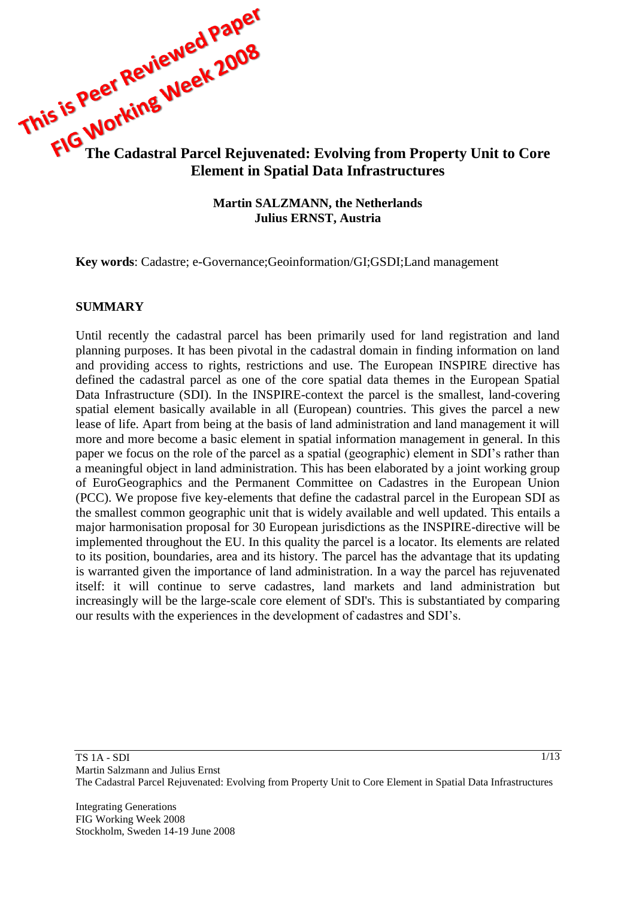This is Peer Reviewed Paper
FIG Working Week 2008

# The Cadastral Parcel Rejuvenated: Evolving from Property Unit to Core Element in Spatial Data Infrastructures

**Martin SALZMANN, the Netherlands**
**Julius ERNST, Austria**

**Key words**: Cadastre; e-Governance;Geoinformation/GI;GSDI;Land management

## SUMMARY

Until recently the cadastral parcel has been primarily used for land registration and land planning purposes. It has been pivotal in the cadastral domain in finding information on land and providing access to rights, restrictions and use. The European INSPIRE directive has defined the cadastral parcel as one of the core spatial data themes in the European Spatial Data Infrastructure (SDI). In the INSPIRE-context the parcel is the smallest, land-covering spatial element basically available in all (European) countries. This gives the parcel a new lease of life. Apart from being at the basis of land administration and land management it will more and more become a basic element in spatial information management in general. In this paper we focus on the role of the parcel as a spatial (geographic) element in SDI's rather than a meaningful object in land administration. This has been elaborated by a joint working group of EuroGeographics and the Permanent Committee on Cadastres in the European Union (PCC). We propose five key-elements that define the cadastral parcel in the European SDI as the smallest common geographic unit that is widely available and well updated. This entails a major harmonisation proposal for 30 European jurisdictions as the INSPIRE-directive will be implemented throughout the EU. In this quality the parcel is a locator. Its elements are related to its position, boundaries, area and its history. The parcel has the advantage that its updating is warranted given the importance of land administration. In a way the parcel has rejuvenated itself: it will continue to serve cadastres, land markets and land administration but increasingly will be the large-scale core element of SDI's. This is substantiated by comparing our results with the experiences in the development of cadastres and SDI's.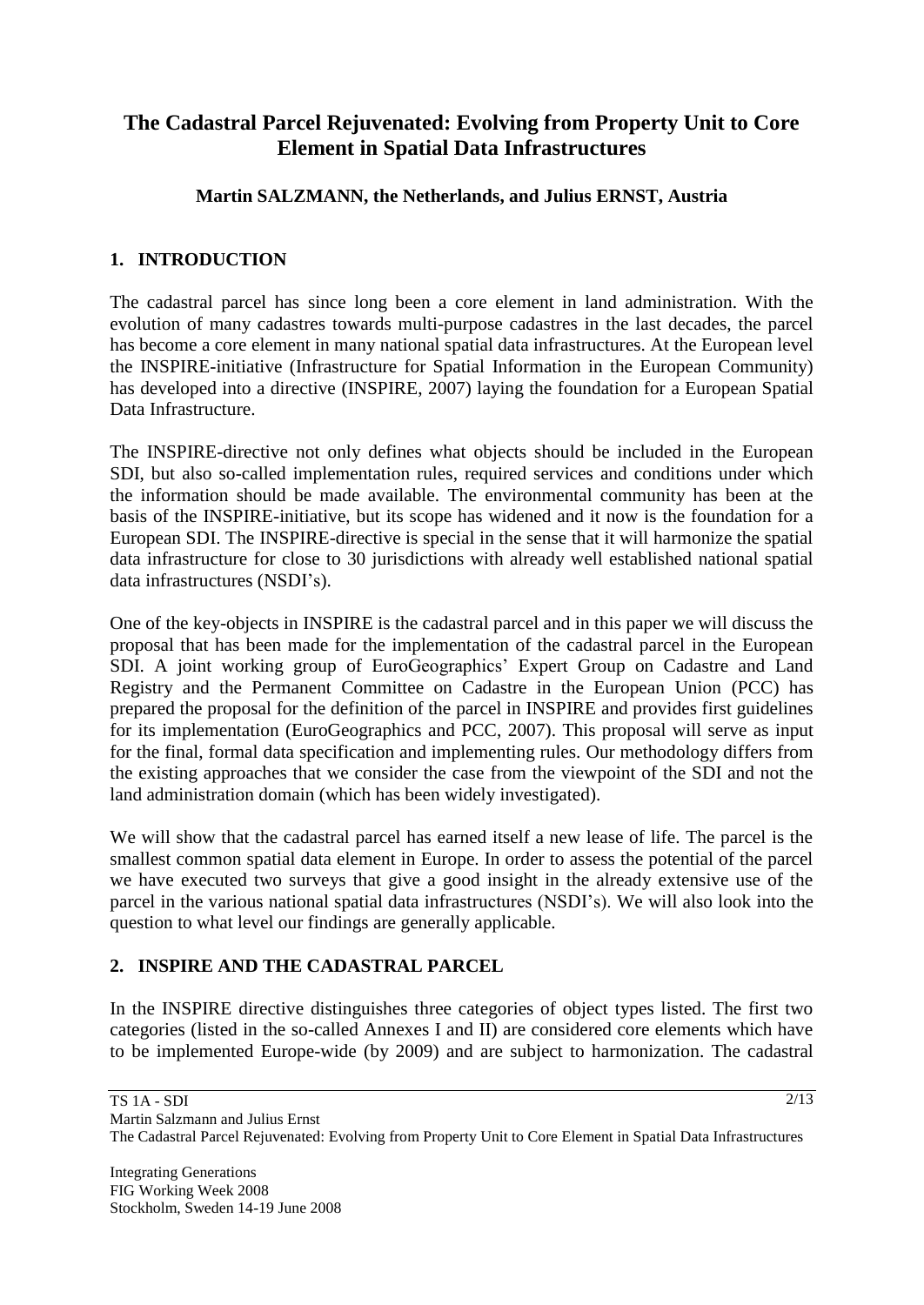# The Cadastral Parcel Rejuvenated: Evolving from Property Unit to Core Element in Spatial Data Infrastructures

**Martin SALZMANN, the Netherlands, and Julius ERNST, Austria**

## 1. INTRODUCTION

The cadastral parcel has since long been a core element in land administration. With the evolution of many cadastres towards multi-purpose cadastres in the last decades, the parcel has become a core element in many national spatial data infrastructures. At the European level the INSPIRE-initiative (Infrastructure for Spatial Information in the European Community) has developed into a directive (INSPIRE, 2007) laying the foundation for a European Spatial Data Infrastructure.

The INSPIRE-directive not only defines what objects should be included in the European SDI, but also so-called implementation rules, required services and conditions under which the information should be made available. The environmental community has been at the basis of the INSPIRE-initiative, but its scope has widened and it now is the foundation for a European SDI. The INSPIRE-directive is special in the sense that it will harmonize the spatial data infrastructure for close to 30 jurisdictions with already well established national spatial data infrastructures (NSDI's).

One of the key-objects in INSPIRE is the cadastral parcel and in this paper we will discuss the proposal that has been made for the implementation of the cadastral parcel in the European SDI. A joint working group of EuroGeographics' Expert Group on Cadastre and Land Registry and the Permanent Committee on Cadastre in the European Union (PCC) has prepared the proposal for the definition of the parcel in INSPIRE and provides first guidelines for its implementation (EuroGeographics and PCC, 2007). This proposal will serve as input for the final, formal data specification and implementing rules. Our methodology differs from the existing approaches that we consider the case from the viewpoint of the SDI and not the land administration domain (which has been widely investigated).

We will show that the cadastral parcel has earned itself a new lease of life. The parcel is the smallest common spatial data element in Europe. In order to assess the potential of the parcel we have executed two surveys that give a good insight in the already extensive use of the parcel in the various national spatial data infrastructures (NSDI's). We will also look into the question to what level our findings are generally applicable.

## 2. INSPIRE AND THE CADASTRAL PARCEL

In the INSPIRE directive distinguishes three categories of object types listed. The first two categories (listed in the so-called Annexes I and II) are considered core elements which have to be implemented Europe-wide (by 2009) and are subject to harmonization. The cadastral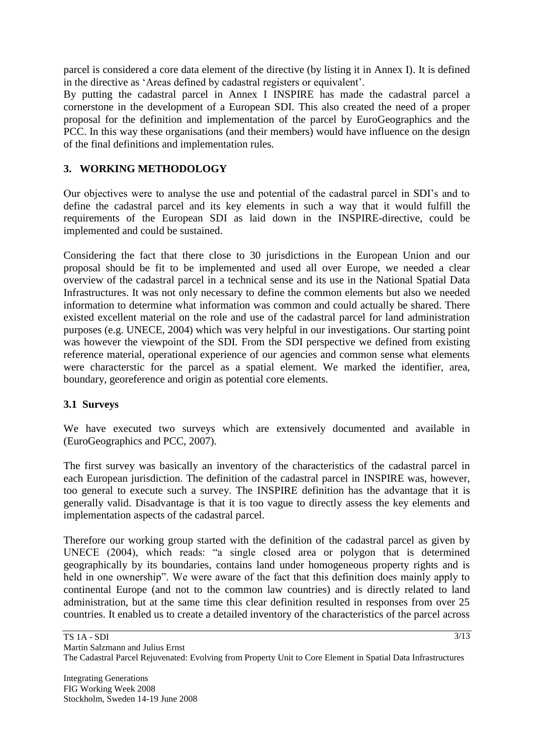parcel is considered a core data element of the directive (by listing it in Annex I). It is defined in the directive as 'Areas defined by cadastral registers or equivalent'.

By putting the cadastral parcel in Annex I INSPIRE has made the cadastral parcel a cornerstone in the development of a European SDI. This also created the need of a proper proposal for the definition and implementation of the parcel by EuroGeographics and the PCC. In this way these organisations (and their members) would have influence on the design of the final definitions and implementation rules.

## 3. WORKING METHODOLOGY

Our objectives were to analyse the use and potential of the cadastral parcel in SDI's and to define the cadastral parcel and its key elements in such a way that it would fulfill the requirements of the European SDI as laid down in the INSPIRE-directive, could be implemented and could be sustained.

Considering the fact that there close to 30 jurisdictions in the European Union and our proposal should be fit to be implemented and used all over Europe, we needed a clear overview of the cadastral parcel in a technical sense and its use in the National Spatial Data Infrastructures. It was not only necessary to define the common elements but also we needed information to determine what information was common and could actually be shared. There existed excellent material on the role and use of the cadastral parcel for land administration purposes (e.g. UNECE, 2004) which was very helpful in our investigations. Our starting point was however the viewpoint of the SDI. From the SDI perspective we defined from existing reference material, operational experience of our agencies and common sense what elements were characterstic for the parcel as a spatial element. We marked the identifier, area, boundary, georeference and origin as potential core elements.

### 3.1 Surveys

We have executed two surveys which are extensively documented and available in (EuroGeographics and PCC, 2007).

The first survey was basically an inventory of the characteristics of the cadastral parcel in each European jurisdiction. The definition of the cadastral parcel in INSPIRE was, however, too general to execute such a survey. The INSPIRE definition has the advantage that it is generally valid. Disadvantage is that it is too vague to directly assess the key elements and implementation aspects of the cadastral parcel.

Therefore our working group started with the definition of the cadastral parcel as given by UNECE (2004), which reads: "a single closed area or polygon that is determined geographically by its boundaries, contains land under homogeneous property rights and is held in one ownership". We were aware of the fact that this definition does mainly apply to continental Europe (and not to the common law countries) and is directly related to land administration, but at the same time this clear definition resulted in responses from over 25 countries. It enabled us to create a detailed inventory of the characteristics of the parcel across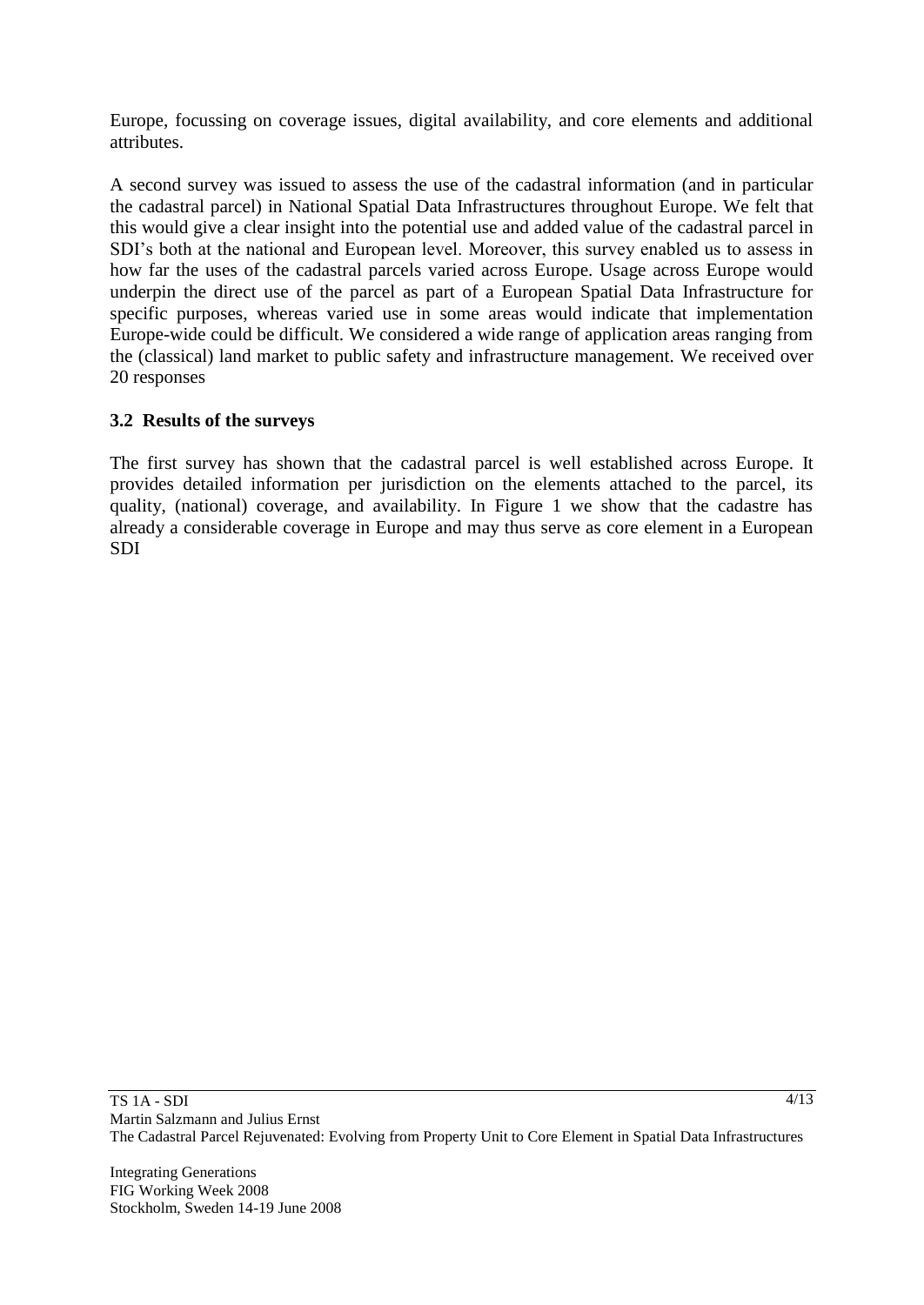Europe, focussing on coverage issues, digital availability, and core elements and additional attributes.

A second survey was issued to assess the use of the cadastral information (and in particular the cadastral parcel) in National Spatial Data Infrastructures throughout Europe. We felt that this would give a clear insight into the potential use and added value of the cadastral parcel in SDI's both at the national and European level. Moreover, this survey enabled us to assess in how far the uses of the cadastral parcels varied across Europe. Usage across Europe would underpin the direct use of the parcel as part of a European Spatial Data Infrastructure for specific purposes, whereas varied use in some areas would indicate that implementation Europe-wide could be difficult. We considered a wide range of application areas ranging from the (classical) land market to public safety and infrastructure management. We received over 20 responses

### 3.2 Results of the surveys

The first survey has shown that the cadastral parcel is well established across Europe. It provides detailed information per jurisdiction on the elements attached to the parcel, its quality, (national) coverage, and availability. In Figure 1 we show that the cadastre has already a considerable coverage in Europe and may thus serve as core element in a European SDI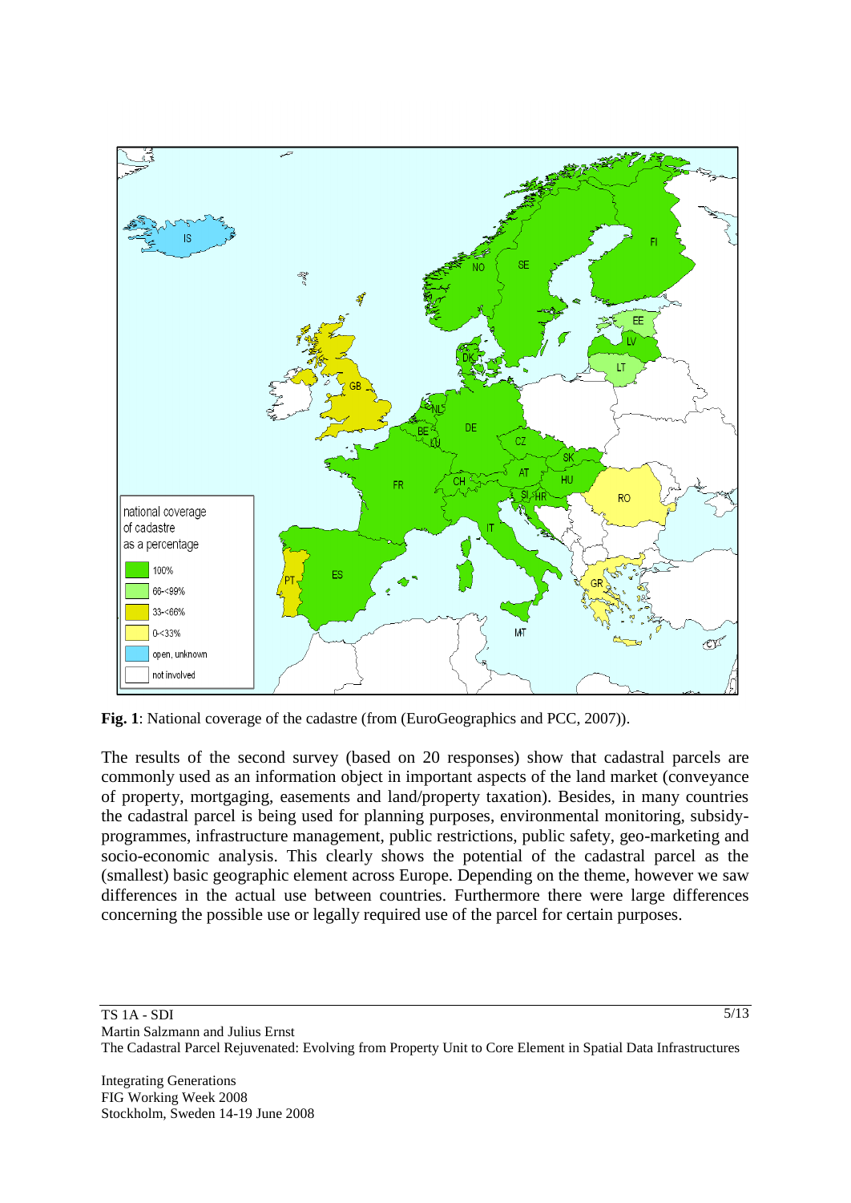**Fig. 1**: National coverage of the cadastre (from (EuroGeographics and PCC, 2007)).

The results of the second survey (based on 20 responses) show that cadastral parcels are commonly used as an information object in important aspects of the land market (conveyance of property, mortgaging, easements and land/property taxation). Besides, in many countries the cadastral parcel is being used for planning purposes, environmental monitoring, subsidy-programmes, infrastructure management, public restrictions, public safety, geo-marketing and socio-economic analysis. This clearly shows the potential of the cadastral parcel as the (smallest) basic geographic element across Europe. Depending on the theme, however we saw differences in the actual use between countries. Furthermore there were large differences concerning the possible use or legally required use of the parcel for certain purposes.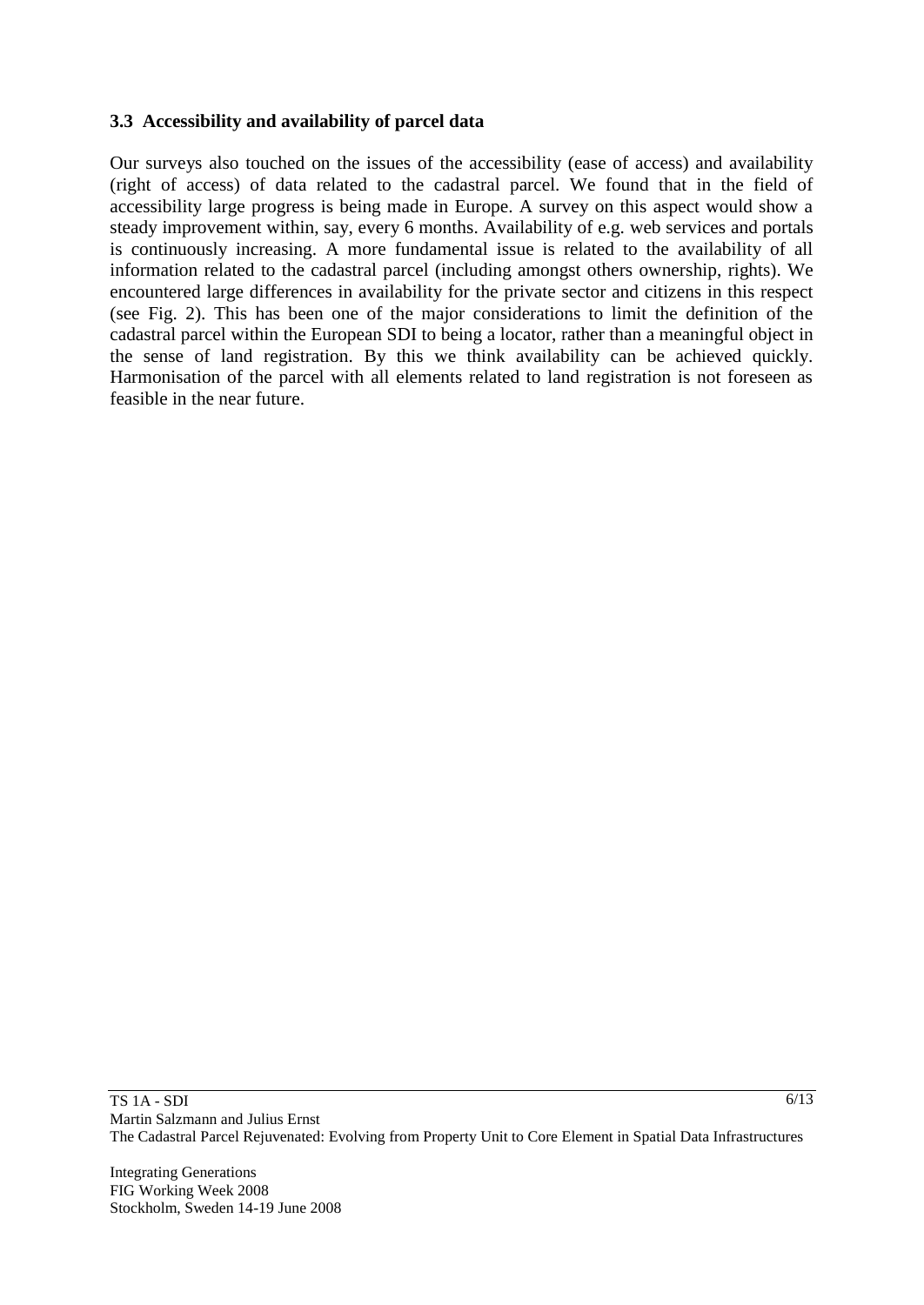### 3.3 Accessibility and availability of parcel data

Our surveys also touched on the issues of the accessibility (ease of access) and availability (right of access) of data related to the cadastral parcel. We found that in the field of accessibility large progress is being made in Europe. A survey on this aspect would show a steady improvement within, say, every 6 months. Availability of e.g. web services and portals is continuously increasing. A more fundamental issue is related to the availability of all information related to the cadastral parcel (including amongst others ownership, rights). We encountered large differences in availability for the private sector and citizens in this respect (see Fig. 2). This has been one of the major considerations to limit the definition of the cadastral parcel within the European SDI to being a locator, rather than a meaningful object in the sense of land registration. By this we think availability can be achieved quickly. Harmonisation of the parcel with all elements related to land registration is not foreseen as feasible in the near future.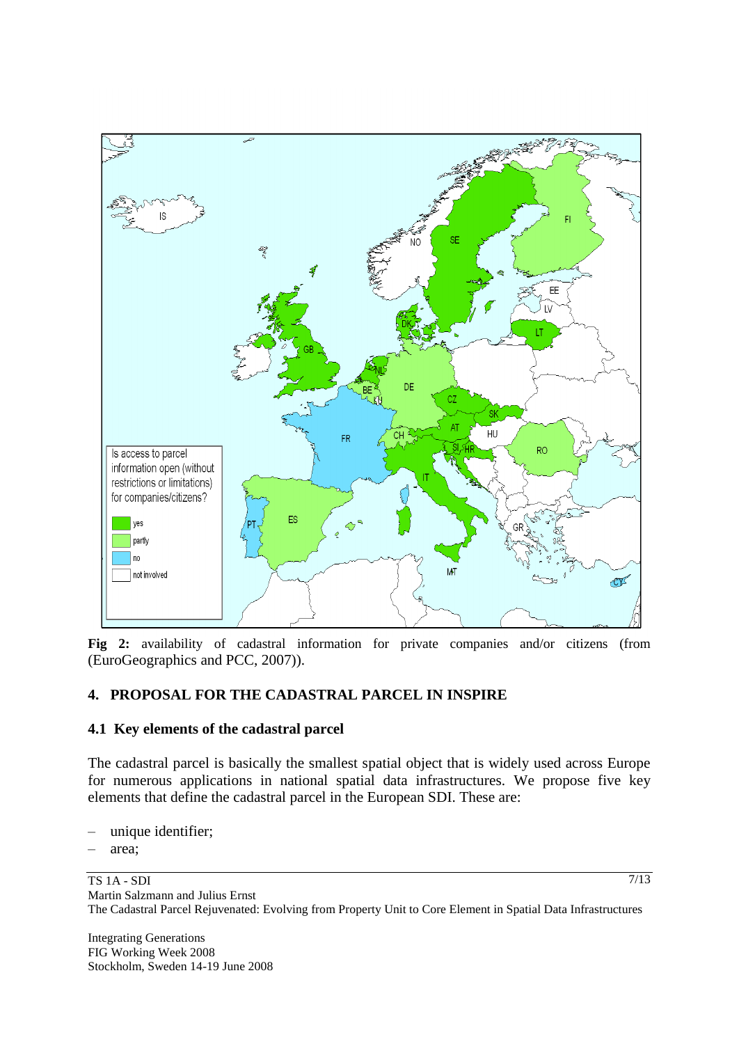**Fig 2:** availability of cadastral information for private companies and/or citizens (from (EuroGeographics and PCC, 2007)).

## 4. PROPOSAL FOR THE CADASTRAL PARCEL IN INSPIRE

### 4.1 Key elements of the cadastral parcel

The cadastral parcel is basically the smallest spatial object that is widely used across Europe for numerous applications in national spatial data infrastructures. We propose five key elements that define the cadastral parcel in the European SDI. These are:

- unique identifier;
- area;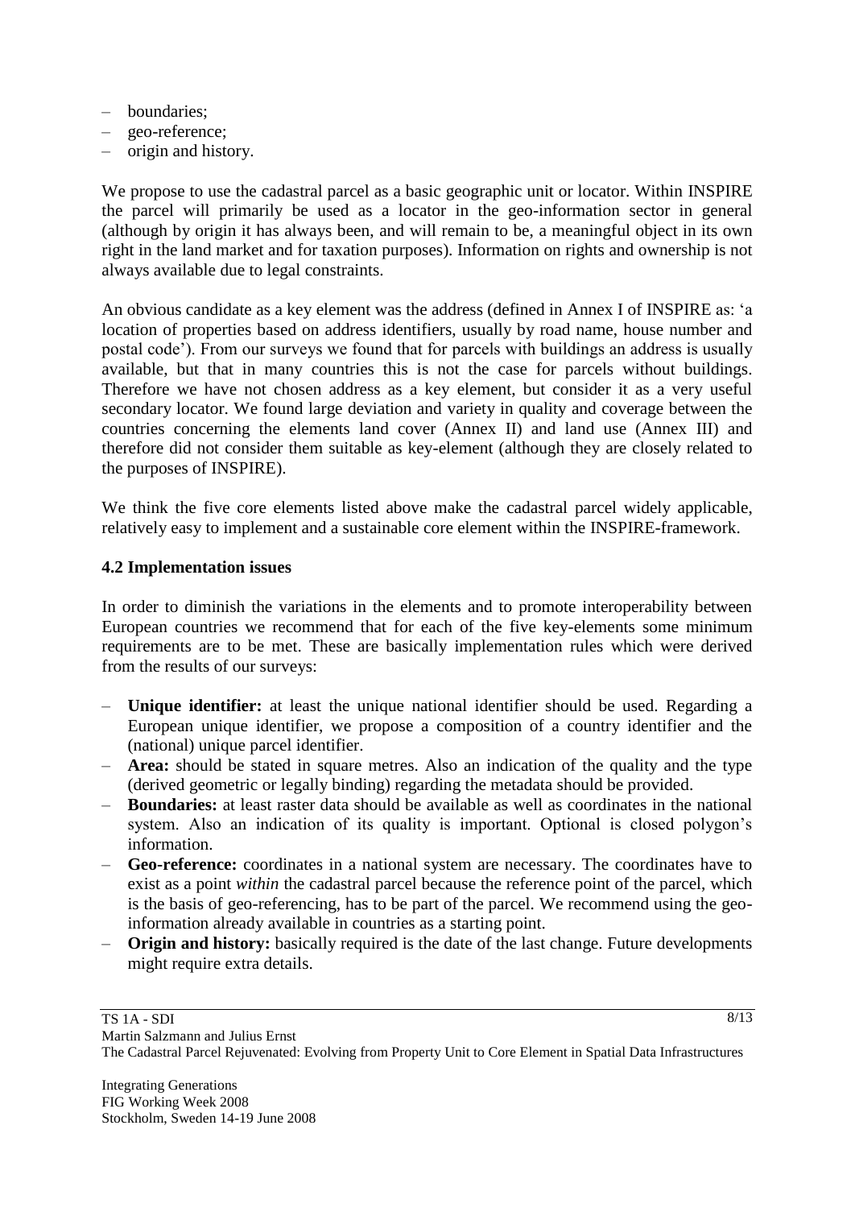- boundaries;
- geo-reference;
- origin and history.

We propose to use the cadastral parcel as a basic geographic unit or locator. Within INSPIRE the parcel will primarily be used as a locator in the geo-information sector in general (although by origin it has always been, and will remain to be, a meaningful object in its own right in the land market and for taxation purposes). Information on rights and ownership is not always available due to legal constraints.

An obvious candidate as a key element was the address (defined in Annex I of INSPIRE as: 'a location of properties based on address identifiers, usually by road name, house number and postal code'). From our surveys we found that for parcels with buildings an address is usually available, but that in many countries this is not the case for parcels without buildings. Therefore we have not chosen address as a key element, but consider it as a very useful secondary locator. We found large deviation and variety in quality and coverage between the countries concerning the elements land cover (Annex II) and land use (Annex III) and therefore did not consider them suitable as key-element (although they are closely related to the purposes of INSPIRE).

We think the five core elements listed above make the cadastral parcel widely applicable, relatively easy to implement and a sustainable core element within the INSPIRE-framework.

### 4.2 Implementation issues

In order to diminish the variations in the elements and to promote interoperability between European countries we recommend that for each of the five key-elements some minimum requirements are to be met. These are basically implementation rules which were derived from the results of our surveys:

- **Unique identifier:** at least the unique national identifier should be used. Regarding a European unique identifier, we propose a composition of a country identifier and the (national) unique parcel identifier.
- **Area:** should be stated in square metres. Also an indication of the quality and the type (derived geometric or legally binding) regarding the metadata should be provided.
- **Boundaries:** at least raster data should be available as well as coordinates in the national system. Also an indication of its quality is important. Optional is closed polygon's information.
- **Geo-reference:** coordinates in a national system are necessary. The coordinates have to exist as a point *within* the cadastral parcel because the reference point of the parcel, which is the basis of geo-referencing, has to be part of the parcel. We recommend using the geo-information already available in countries as a starting point.
- **Origin and history:** basically required is the date of the last change. Future developments might require extra details.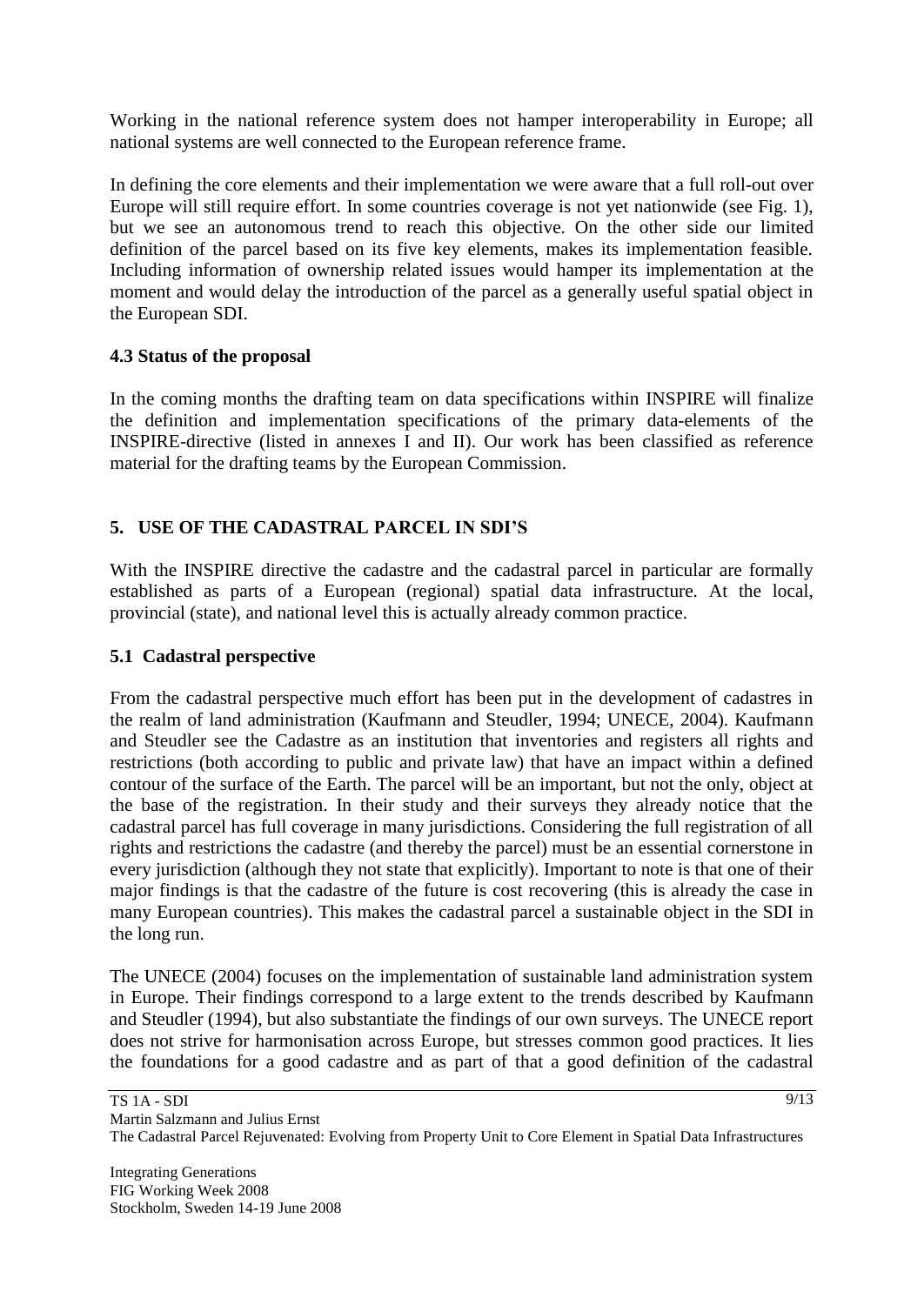Working in the national reference system does not hamper interoperability in Europe; all national systems are well connected to the European reference frame.

In defining the core elements and their implementation we were aware that a full roll-out over Europe will still require effort. In some countries coverage is not yet nationwide (see Fig. 1), but we see an autonomous trend to reach this objective. On the other side our limited definition of the parcel based on its five key elements, makes its implementation feasible. Including information of ownership related issues would hamper its implementation at the moment and would delay the introduction of the parcel as a generally useful spatial object in the European SDI.

### 4.3 Status of the proposal

In the coming months the drafting team on data specifications within INSPIRE will finalize the definition and implementation specifications of the primary data-elements of the INSPIRE-directive (listed in annexes I and II). Our work has been classified as reference material for the drafting teams by the European Commission.

## 5. USE OF THE CADASTRAL PARCEL IN SDI'S

With the INSPIRE directive the cadastre and the cadastral parcel in particular are formally established as parts of a European (regional) spatial data infrastructure. At the local, provincial (state), and national level this is actually already common practice.

### 5.1 Cadastral perspective

From the cadastral perspective much effort has been put in the development of cadastres in the realm of land administration (Kaufmann and Steudler, 1994; UNECE, 2004). Kaufmann and Steudler see the Cadastre as an institution that inventories and registers all rights and restrictions (both according to public and private law) that have an impact within a defined contour of the surface of the Earth. The parcel will be an important, but not the only, object at the base of the registration. In their study and their surveys they already notice that the cadastral parcel has full coverage in many jurisdictions. Considering the full registration of all rights and restrictions the cadastre (and thereby the parcel) must be an essential cornerstone in every jurisdiction (although they not state that explicitly). Important to note is that one of their major findings is that the cadastre of the future is cost recovering (this is already the case in many European countries). This makes the cadastral parcel a sustainable object in the SDI in the long run.

The UNECE (2004) focuses on the implementation of sustainable land administration system in Europe. Their findings correspond to a large extent to the trends described by Kaufmann and Steudler (1994), but also substantiate the findings of our own surveys. The UNECE report does not strive for harmonisation across Europe, but stresses common good practices. It lies the foundations for a good cadastre and as part of that a good definition of the cadastral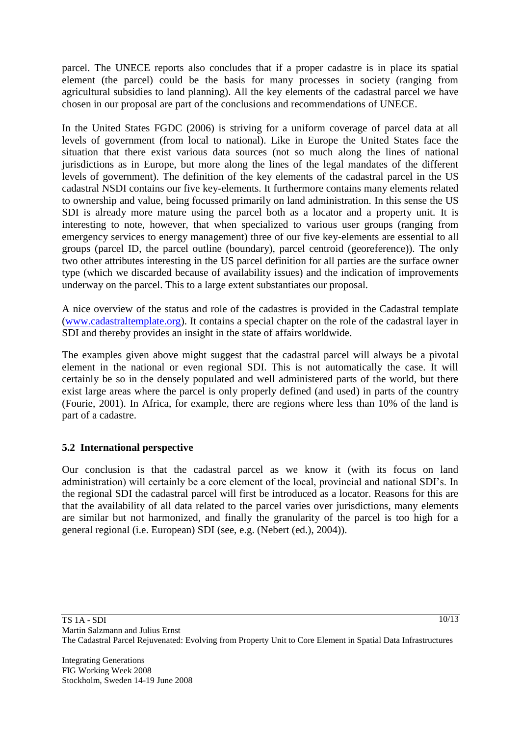parcel. The UNECE reports also concludes that if a proper cadastre is in place its spatial element (the parcel) could be the basis for many processes in society (ranging from agricultural subsidies to land planning). All the key elements of the cadastral parcel we have chosen in our proposal are part of the conclusions and recommendations of UNECE.

In the United States FGDC (2006) is striving for a uniform coverage of parcel data at all levels of government (from local to national). Like in Europe the United States face the situation that there exist various data sources (not so much along the lines of national jurisdictions as in Europe, but more along the lines of the legal mandates of the different levels of government). The definition of the key elements of the cadastral parcel in the US cadastral NSDI contains our five key-elements. It furthermore contains many elements related to ownership and value, being focussed primarily on land administration. In this sense the US SDI is already more mature using the parcel both as a locator and a property unit. It is interesting to note, however, that when specialized to various user groups (ranging from emergency services to energy management) three of our five key-elements are essential to all groups (parcel ID, the parcel outline (boundary), parcel centroid (georeference)). The only two other attributes interesting in the US parcel definition for all parties are the surface owner type (which we discarded because of availability issues) and the indication of improvements underway on the parcel. This to a large extent substantiates our proposal.

A nice overview of the status and role of the cadastres is provided in the Cadastral template (www.cadastraltemplate.org). It contains a special chapter on the role of the cadastral layer in SDI and thereby provides an insight in the state of affairs worldwide.

The examples given above might suggest that the cadastral parcel will always be a pivotal element in the national or even regional SDI. This is not automatically the case. It will certainly be so in the densely populated and well administered parts of the world, but there exist large areas where the parcel is only properly defined (and used) in parts of the country (Fourie, 2001). In Africa, for example, there are regions where less than 10% of the land is part of a cadastre.

### 5.2 International perspective

Our conclusion is that the cadastral parcel as we know it (with its focus on land administration) will certainly be a core element of the local, provincial and national SDI's. In the regional SDI the cadastral parcel will first be introduced as a locator. Reasons for this are that the availability of all data related to the parcel varies over jurisdictions, many elements are similar but not harmonized, and finally the granularity of the parcel is too high for a general regional (i.e. European) SDI (see, e.g. (Nebert (ed.), 2004)).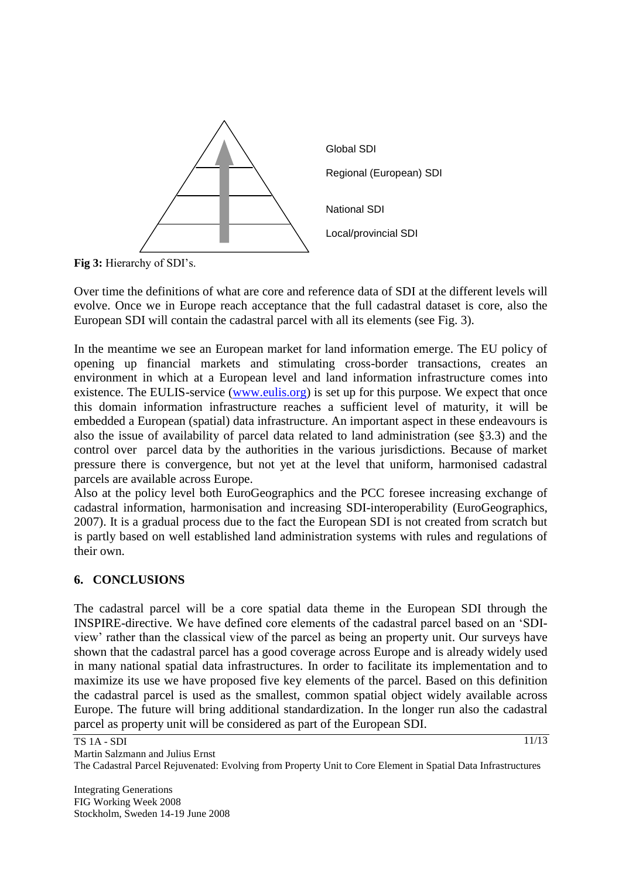Global SDI

Regional (European) SDI

National SDI

Local/provincial SDI

**Fig 3:** Hierarchy of SDI's.

Over time the definitions of what are core and reference data of SDI at the different levels will evolve. Once we in Europe reach acceptance that the full cadastral dataset is core, also the European SDI will contain the cadastral parcel with all its elements (see Fig. 3).

In the meantime we see an European market for land information emerge. The EU policy of opening up financial markets and stimulating cross-border transactions, creates an environment in which at a European level and land information infrastructure comes into existence. The EULIS-service ([www.eulis.org](www.eulis.org)) is set up for this purpose. We expect that once this domain information infrastructure reaches a sufficient level of maturity, it will be embedded a European (spatial) data infrastructure. An important aspect in these endeavours is also the issue of availability of parcel data related to land administration (see §3.3) and the control over parcel data by the authorities in the various jurisdictions. Because of market pressure there is convergence, but not yet at the level that uniform, harmonised cadastral parcels are available across Europe.

Also at the policy level both EuroGeographics and the PCC foresee increasing exchange of cadastral information, harmonisation and increasing SDI-interoperability (EuroGeographics, 2007). It is a gradual process due to the fact the European SDI is not created from scratch but is partly based on well established land administration systems with rules and regulations of their own.

## 6. CONCLUSIONS

The cadastral parcel will be a core spatial data theme in the European SDI through the INSPIRE-directive. We have defined core elements of the cadastral parcel based on an 'SDI-view' rather than the classical view of the parcel as being an property unit. Our surveys have shown that the cadastral parcel has a good coverage across Europe and is already widely used in many national spatial data infrastructures. In order to facilitate its implementation and to maximize its use we have proposed five key elements of the parcel. Based on this definition the cadastral parcel is used as the smallest, common spatial object widely available across Europe. The future will bring additional standardization. In the longer run also the cadastral parcel as property unit will be considered as part of the European SDI.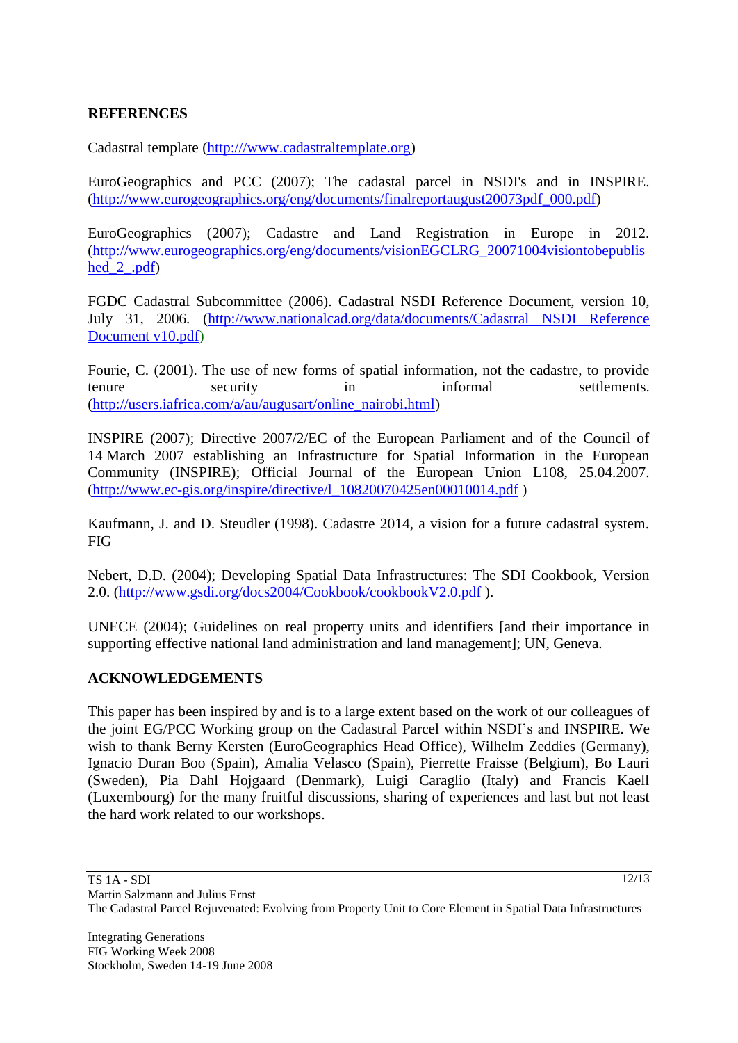## REFERENCES

Cadastral template (http:///www.cadastraltemplate.org)

EuroGeographics and PCC (2007); The cadastal parcel in NSDI's and in INSPIRE. (http://www.eurogeographics.org/eng/documents/finalreportaugust20073pdf_000.pdf)

EuroGeographics (2007); Cadastre and Land Registration in Europe in 2012. (http://www.eurogeographics.org/eng/documents/visionEGCLRG_20071004visiontobepublished_2_.pdf)

FGDC Cadastral Subcommittee (2006). Cadastral NSDI Reference Document, version 10, July 31, 2006. (http://www.nationalcad.org/data/documents/Cadastral NSDI Reference Document v10.pdf)

Fourie, C. (2001). The use of new forms of spatial information, not the cadastre, to provide tenure security in informal settlements. (http://users.iafrica.com/a/au/augusart/online_nairobi.html)

INSPIRE (2007); Directive 2007/2/EC of the European Parliament and of the Council of 14 March 2007 establishing an Infrastructure for Spatial Information in the European Community (INSPIRE); Official Journal of the European Union L108, 25.04.2007. (http://www.ec-gis.org/inspire/directive/l_10820070425en00010014.pdf )

Kaufmann, J. and D. Steudler (1998). Cadastre 2014, a vision for a future cadastral system. FIG

Nebert, D.D. (2004); Developing Spatial Data Infrastructures: The SDI Cookbook, Version 2.0. (http://www.gsdi.org/docs2004/Cookbook/cookbookV2.0.pdf ).

UNECE (2004); Guidelines on real property units and identifiers [and their importance in supporting effective national land administration and land management]; UN, Geneva.

## ACKNOWLEDGEMENTS

This paper has been inspired by and is to a large extent based on the work of our colleagues of the joint EG/PCC Working group on the Cadastral Parcel within NSDI's and INSPIRE. We wish to thank Berny Kersten (EuroGeographics Head Office), Wilhelm Zeddies (Germany), Ignacio Duran Boo (Spain), Amalia Velasco (Spain), Pierrette Fraisse (Belgium), Bo Lauri (Sweden), Pia Dahl Hojgaard (Denmark), Luigi Caraglio (Italy) and Francis Kaell (Luxembourg) for the many fruitful discussions, sharing of experiences and last but not least the hard work related to our workshops.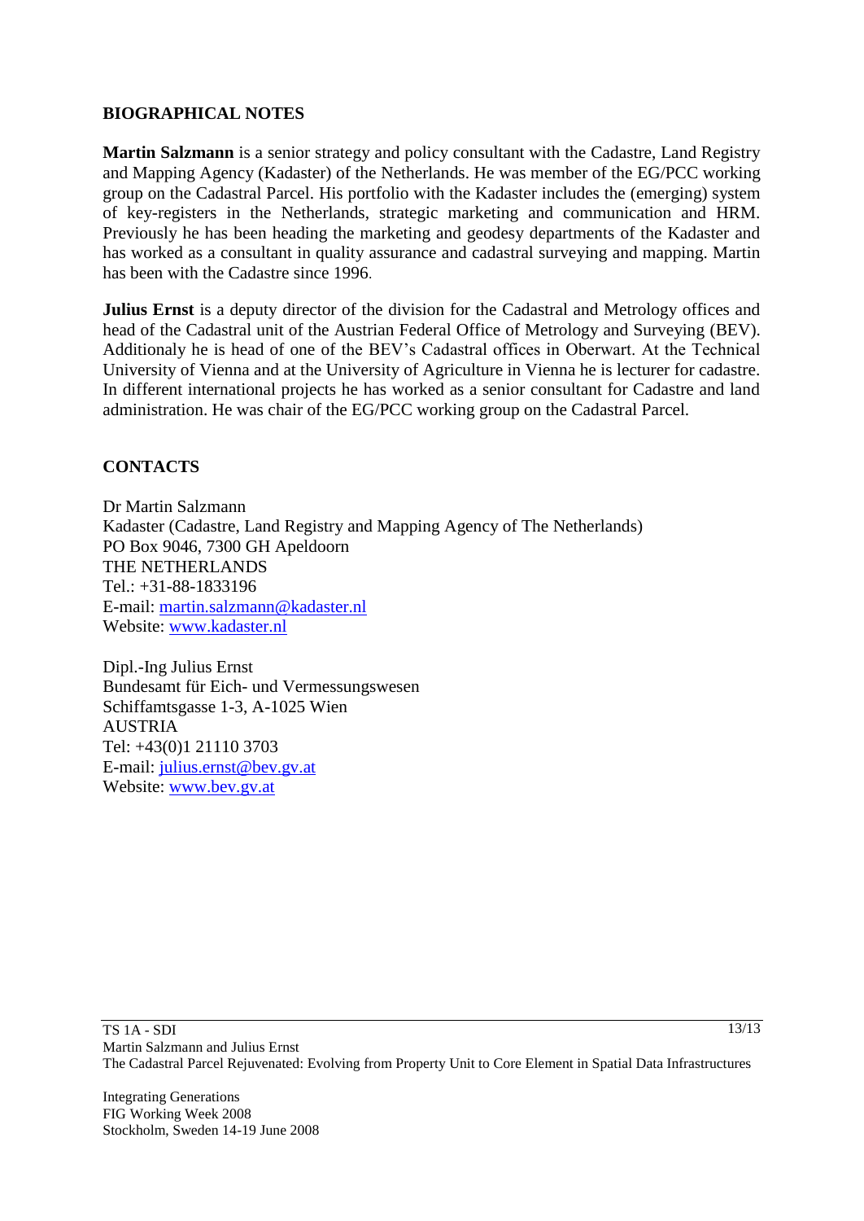## BIOGRAPHICAL NOTES

**Martin Salzmann** is a senior strategy and policy consultant with the Cadastre, Land Registry and Mapping Agency (Kadaster) of the Netherlands. He was member of the EG/PCC working group on the Cadastral Parcel. His portfolio with the Kadaster includes the (emerging) system of key-registers in the Netherlands, strategic marketing and communication and HRM. Previously he has been heading the marketing and geodesy departments of the Kadaster and has worked as a consultant in quality assurance and cadastral surveying and mapping. Martin has been with the Cadastre since 1996.

**Julius Ernst** is a deputy director of the division for the Cadastral and Metrology offices and head of the Cadastral unit of the Austrian Federal Office of Metrology and Surveying (BEV). Additionaly he is head of one of the BEV's Cadastral offices in Oberwart. At the Technical University of Vienna and at the University of Agriculture in Vienna he is lecturer for cadastre. In different international projects he has worked as a senior consultant for Cadastre and land administration. He was chair of the EG/PCC working group on the Cadastral Parcel.

## CONTACTS

Dr Martin Salzmann
Kadaster (Cadastre, Land Registry and Mapping Agency of The Netherlands)
PO Box 9046, 7300 GH Apeldoorn
THE NETHERLANDS
Tel.: +31-88-1833196
E-mail: martin.salzmann@kadaster.nl
Website: www.kadaster.nl

Dipl.-Ing Julius Ernst
Bundesamt für Eich- und Vermessungswesen
Schiffamtsgasse 1-3, A-1025 Wien
AUSTRIA
Tel: +43(0)1 21110 3703
E-mail: julius.ernst@bev.gv.at
Website: www.bev.gv.at